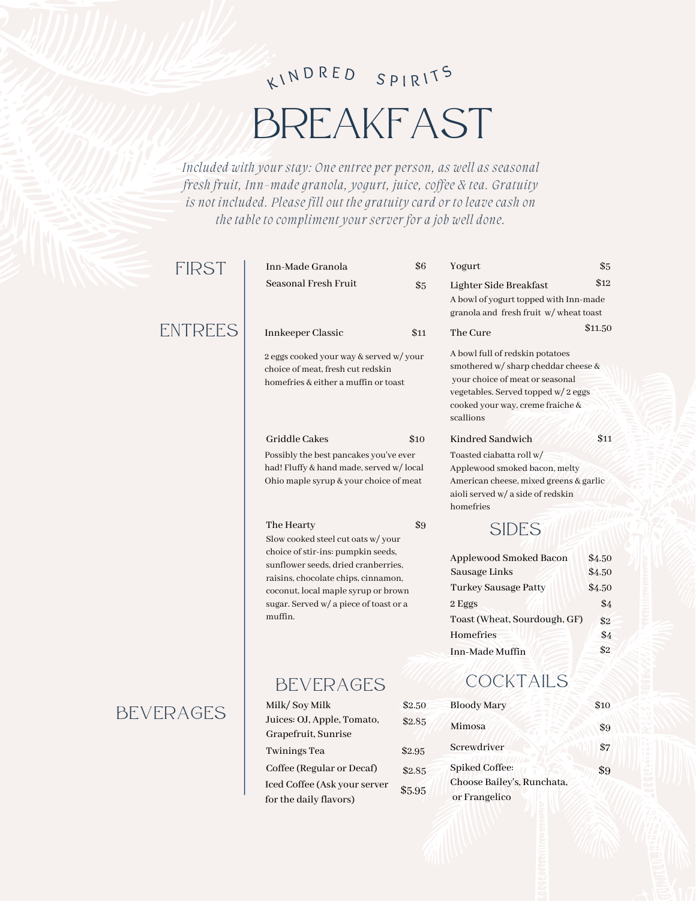KINDRED SPIRITS

# BREAKFAST

*Included with your stay: One entree per person, as well as seasonal fresh fruit, Inn-made granola, yogurt, juice, coffee & tea. Gratuity is not included. Please fill out the gratuity card or to leave cash on the table to compliment your server for a job well done.*

## FIRST

Inn-Made Granola — $6

Seasonal Fresh Fruit — $5

Yogurt — $5

Lighter Side Breakfast — $12
A bowl of yogurt topped with Inn-made granola and fresh fruit w/ wheat toast

## ENTREES

Innkeeper Classic — $11
2 eggs cooked your way & served w/ your choice of meat, fresh cut redskin homefries & either a muffin or toast

The Cure — $11.50
A bowl full of redskin potatoes smothered w/ sharp cheddar cheese & your choice of meat or seasonal vegetables. Served topped w/ 2 eggs cooked your way, creme fraiche & scallions

Griddle Cakes — $10
Possibly the best pancakes you've ever had! Fluffy & hand made, served w/ local Ohio maple syrup & your choice of meat

Kindred Sandwich — $11
Toasted ciabatta roll w/ Applewood smoked bacon, melty American cheese, mixed greens & garlic aioli served w/ a side of redskin homefries

The Hearty — $9
Slow cooked steel cut oats w/ your choice of stir-ins: pumpkin seeds, sunflower seeds, dried cranberries, raisins, chocolate chips, cinnamon, coconut, local maple syrup or brown sugar. Served w/ a piece of toast or a muffin.

### SIDES

| Item | Price |
|---|---|
| Applewood Smoked Bacon | $4.50 |
| Sausage Links | $4.50 |
| Turkey Sausage Patty | $4.50 |
| 2 Eggs | $4 |
| Toast (Wheat, Sourdough, GF) | $2 |
| Homefries | $4 |
| Inn-Made Muffin | $2 |

## BEVERAGES

### BEVERAGES

| Item | Price |
|---|---|
| Milk/ Soy Milk | $2.50 |
| Juices: OJ, Apple, Tomato, Grapefruit, Sunrise | $2.85 |
| Twinings Tea | $2.95 |
| Coffee (Regular or Decaf) | $2.85 |
| Iced Coffee (Ask your server for the daily flavors) | $5.95 |

### COCKTAILS

| Item | Price |
|---|---|
| Bloody Mary | $10 |
| Mimosa | $9 |
| Screwdriver | $7 |
| Spiked Coffee: Choose Bailey's, Runchata, or Frangelico | $9 |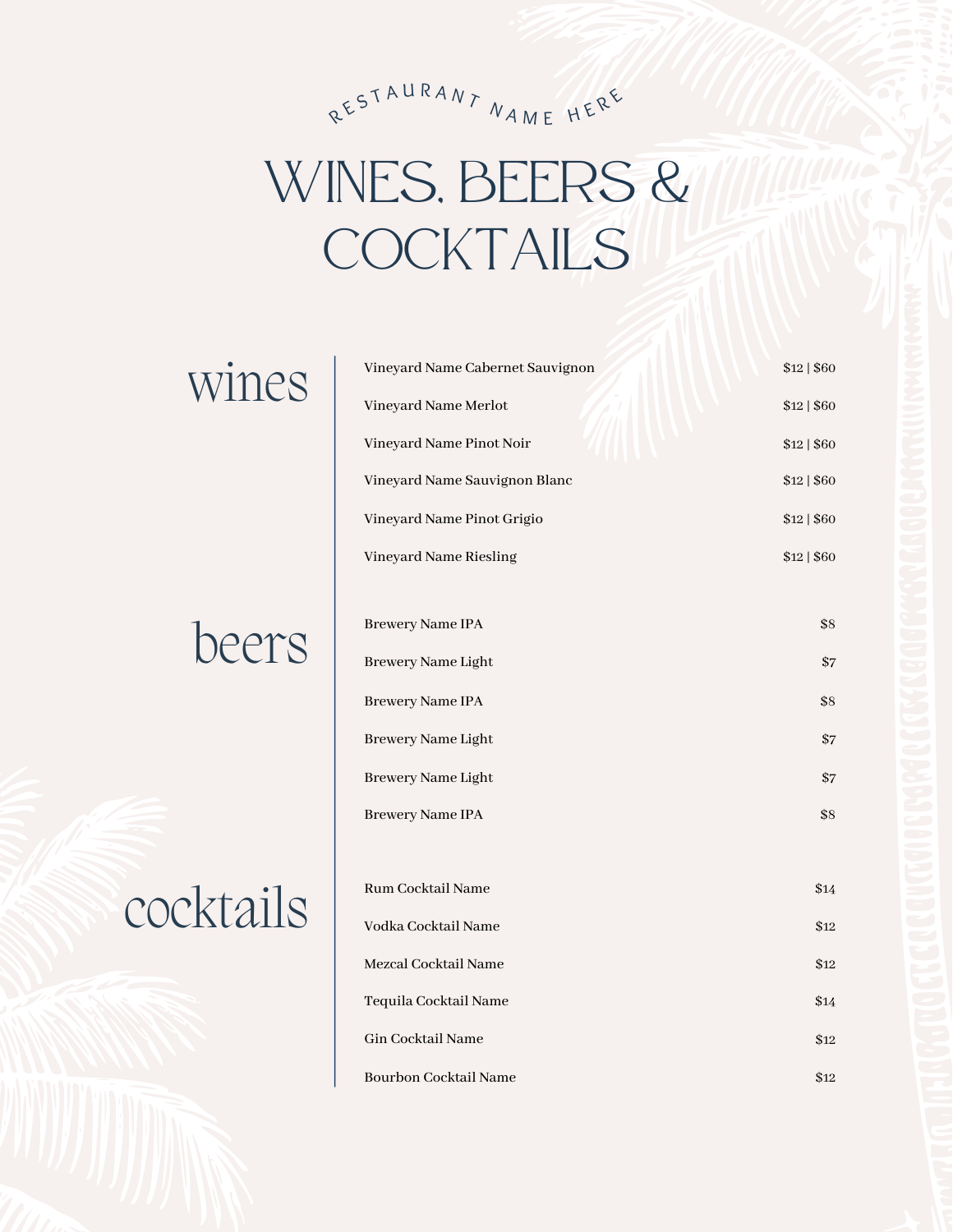RESTAURANT NAME HERE

# WINES, BEERS & COCKTAILS

## wines

| | |
|---|---|
| Vineyard Name Cabernet Sauvignon | $12 \| $60 |
| Vineyard Name Merlot | $12 \| $60 |
| Vineyard Name Pinot Noir | $12 \| $60 |
| Vineyard Name Sauvignon Blanc | $12 \| $60 |
| Vineyard Name Pinot Grigio | $12 \| $60 |
| Vineyard Name Riesling | $12 \| $60 |

## beers

| | |
|---|---|
| Brewery Name IPA | $8 |
| Brewery Name Light | $7 |
| Brewery Name IPA | $8 |
| Brewery Name Light | $7 |
| Brewery Name Light | $7 |
| Brewery Name IPA | $8 |

## cocktails

| | |
|---|---|
| Rum Cocktail Name | $14 |
| Vodka Cocktail Name | $12 |
| Mezcal Cocktail Name | $12 |
| Tequila Cocktail Name | $14 |
| Gin Cocktail Name | $12 |
| Bourbon Cocktail Name | $12 |